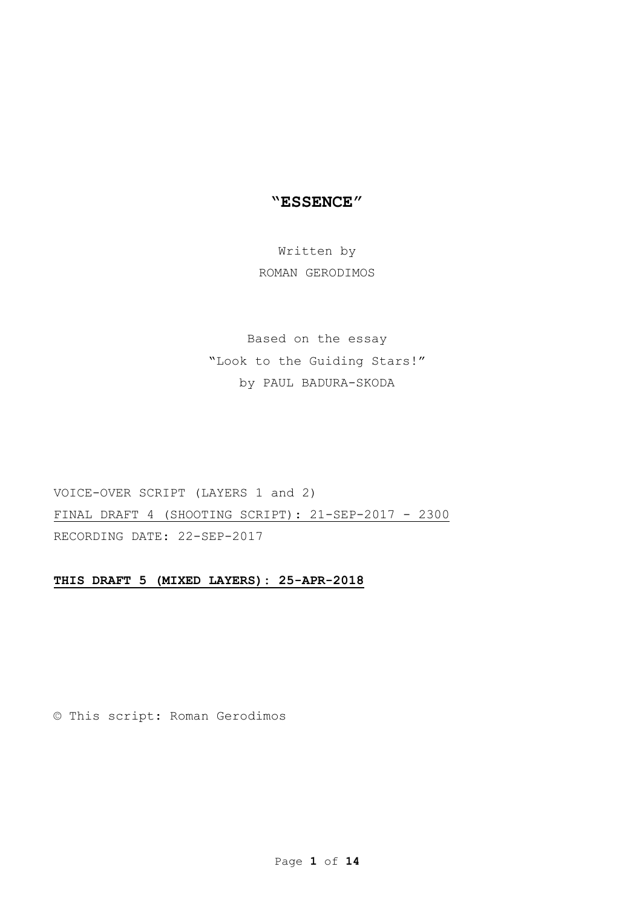# "ESSENCE"

Written by

ROMAN GERODIMOS

Based on the essay

"Look to the Guiding Stars!"

by PAUL BADURA-SKODA

VOICE-OVER SCRIPT (LAYERS 1 and 2)

FINAL DRAFT 4 (SHOOTING SCRIPT): 21-SEP-2017 - 2300

RECORDING DATE: 22-SEP-2017

**THIS DRAFT 5 (MIXED LAYERS): 25-APR-2018**

© This script: Roman Gerodimos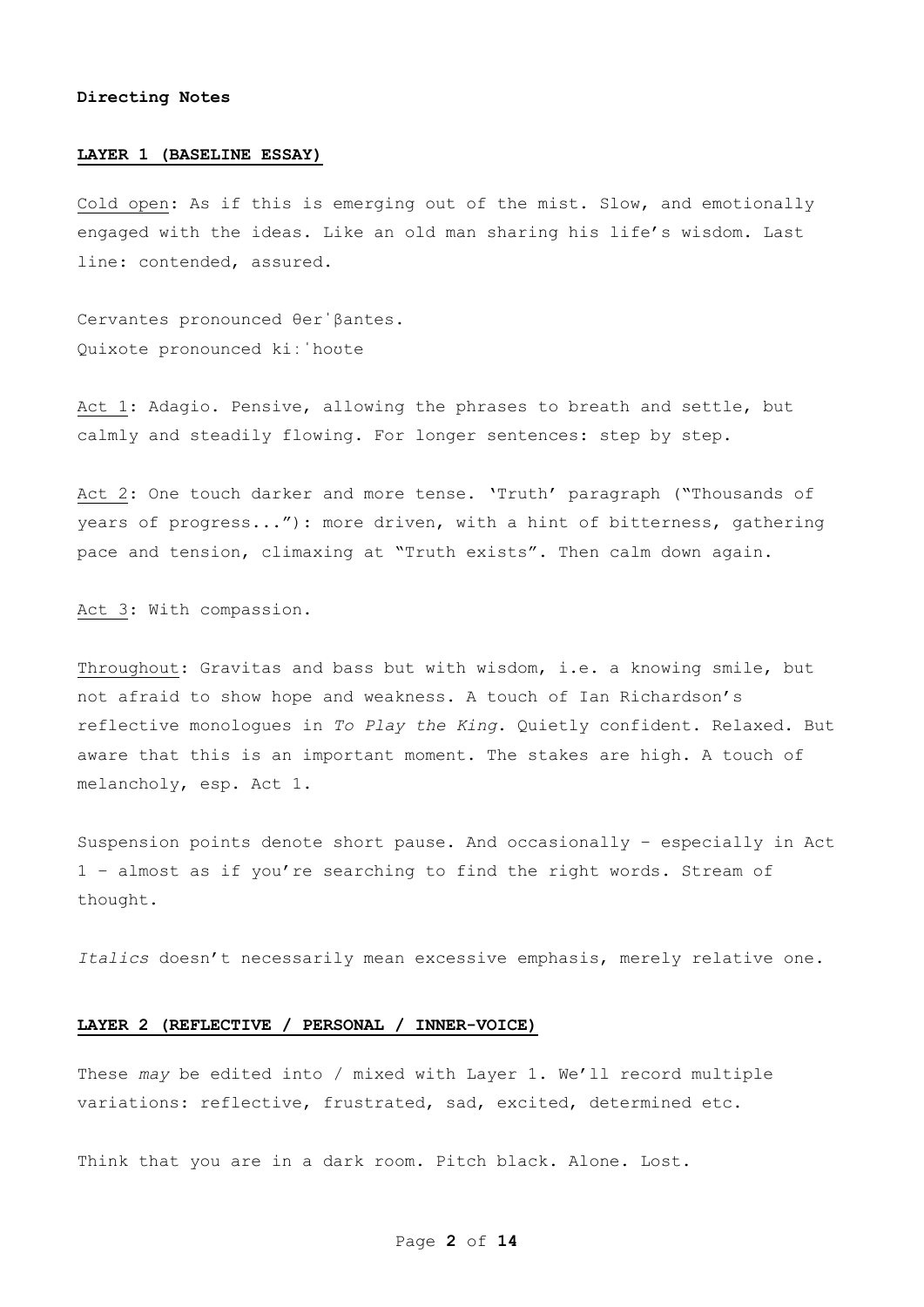**Directing Notes**

**LAYER 1 (BASELINE ESSAY)**

Cold open: As if this is emerging out of the mist. Slow, and emotionally engaged with the ideas. Like an old man sharing his life's wisdom. Last line: contended, assured.

Cervantes pronounced θerˈβantes.
Quixote pronounced kiːˈhoʊte

Act 1: Adagio. Pensive, allowing the phrases to breath and settle, but calmly and steadily flowing. For longer sentences: step by step.

Act 2: One touch darker and more tense. 'Truth' paragraph ("Thousands of years of progress..."): more driven, with a hint of bitterness, gathering pace and tension, climaxing at "Truth exists". Then calm down again.

Act 3: With compassion.

Throughout: Gravitas and bass but with wisdom, i.e. a knowing smile, but not afraid to show hope and weakness. A touch of Ian Richardson's reflective monologues in *To Play the King*. Quietly confident. Relaxed. But aware that this is an important moment. The stakes are high. A touch of melancholy, esp. Act 1.

Suspension points denote short pause. And occasionally – especially in Act 1 – almost as if you're searching to find the right words. Stream of thought.

*Italics* doesn't necessarily mean excessive emphasis, merely relative one.

**LAYER 2 (REFLECTIVE / PERSONAL / INNER-VOICE)**

These *may* be edited into / mixed with Layer 1. We'll record multiple variations: reflective, frustrated, sad, excited, determined etc.

Think that you are in a dark room. Pitch black. Alone. Lost.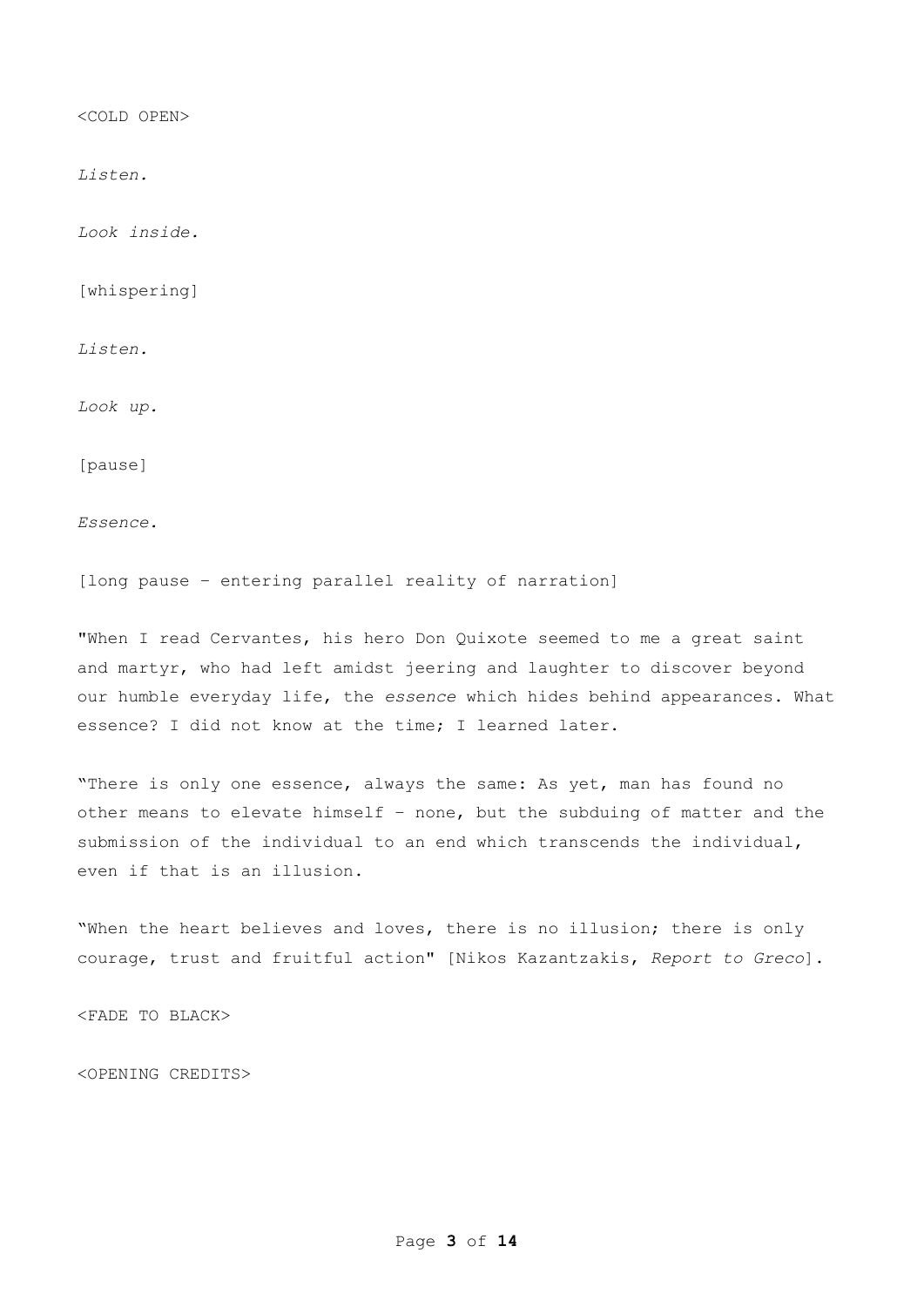<COLD OPEN>

*Listen.*

*Look inside.*

[whispering]

*Listen.*

*Look up.*

[pause]

*Essence.*

[long pause – entering parallel reality of narration]

"When I read Cervantes, his hero Don Quixote seemed to me a great saint and martyr, who had left amidst jeering and laughter to discover beyond our humble everyday life, the *essence* which hides behind appearances. What essence? I did not know at the time; I learned later.

"There is only one essence, always the same: As yet, man has found no other means to elevate himself – none, but the subduing of matter and the submission of the individual to an end which transcends the individual, even if that is an illusion.

"When the heart believes and loves, there is no illusion; there is only courage, trust and fruitful action" [Nikos Kazantzakis, *Report to Greco*].

<FADE TO BLACK>

<OPENING CREDITS>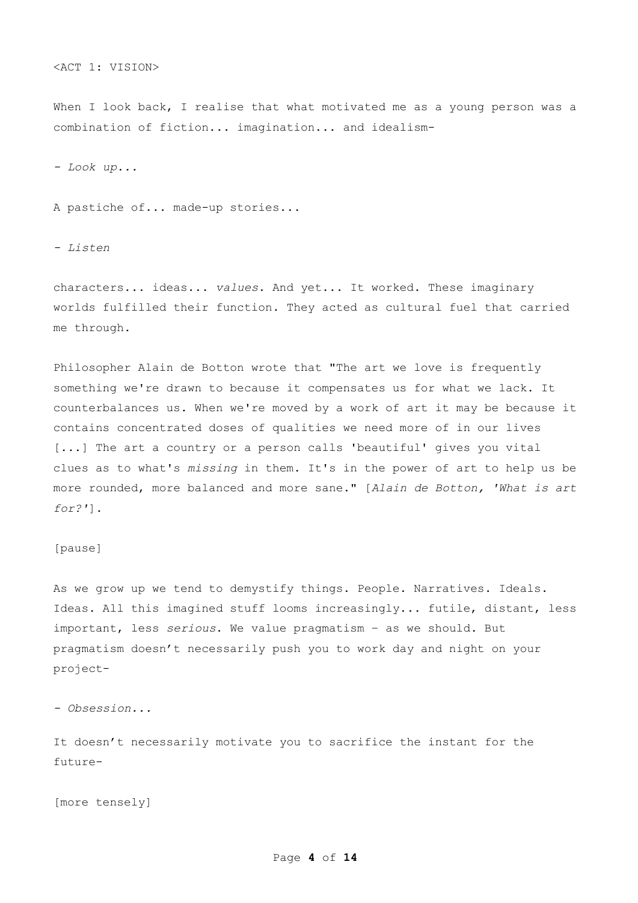<ACT 1: VISION>

When I look back, I realise that what motivated me as a young person was a combination of fiction... imagination... and idealism-

- *Look up...*

A pastiche of... made-up stories...

- *Listen*

characters... ideas... *values*. And yet... It worked. These imaginary worlds fulfilled their function. They acted as cultural fuel that carried me through.

Philosopher Alain de Botton wrote that "The art we love is frequently something we're drawn to because it compensates us for what we lack. It counterbalances us. When we're moved by a work of art it may be because it contains concentrated doses of qualities we need more of in our lives [...] The art a country or a person calls 'beautiful' gives you vital clues as to what's *missing* in them. It's in the power of art to help us be more rounded, more balanced and more sane." [*Alain de Botton, 'What is art for?'*].

[pause]

As we grow up we tend to demystify things. People. Narratives. Ideals. Ideas. All this imagined stuff looms increasingly... futile, distant, less important, less *serious*. We value pragmatism – as we should. But pragmatism doesn't necessarily push you to work day and night on your project-

- *Obsession...*

It doesn't necessarily motivate you to sacrifice the instant for the future-

[more tensely]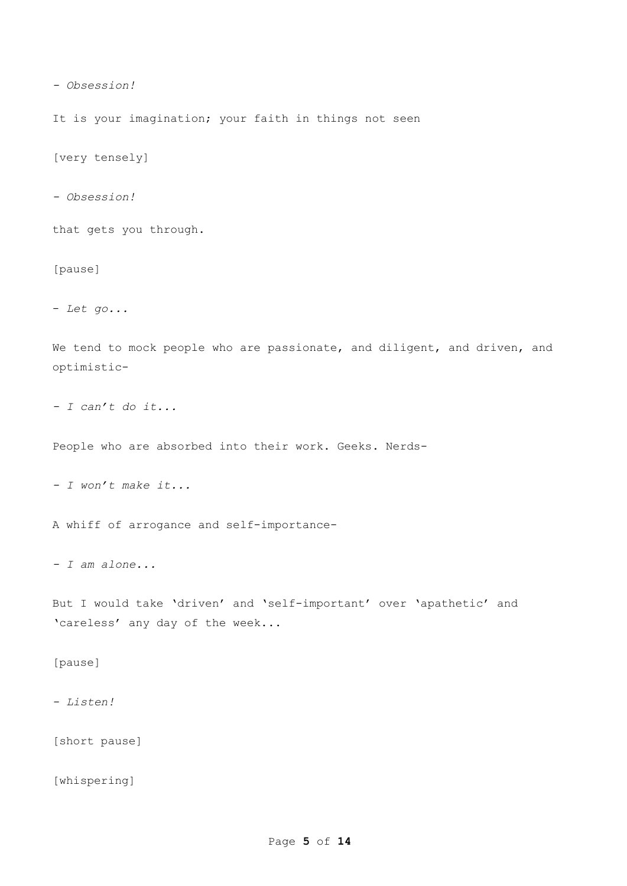- *Obsession!*

It is your imagination; your faith in things not seen

[very tensely]

- *Obsession!*

that gets you through.

[pause]

- *Let go...*

We tend to mock people who are passionate, and diligent, and driven, and optimistic-

- *I can't do it...*

People who are absorbed into their work. Geeks. Nerds-

- *I won't make it...*

A whiff of arrogance and self-importance-

- *I am alone...*

But I would take 'driven' and 'self-important' over 'apathetic' and 'careless' any day of the week...

[pause]

- *Listen!*

[short pause]

[whispering]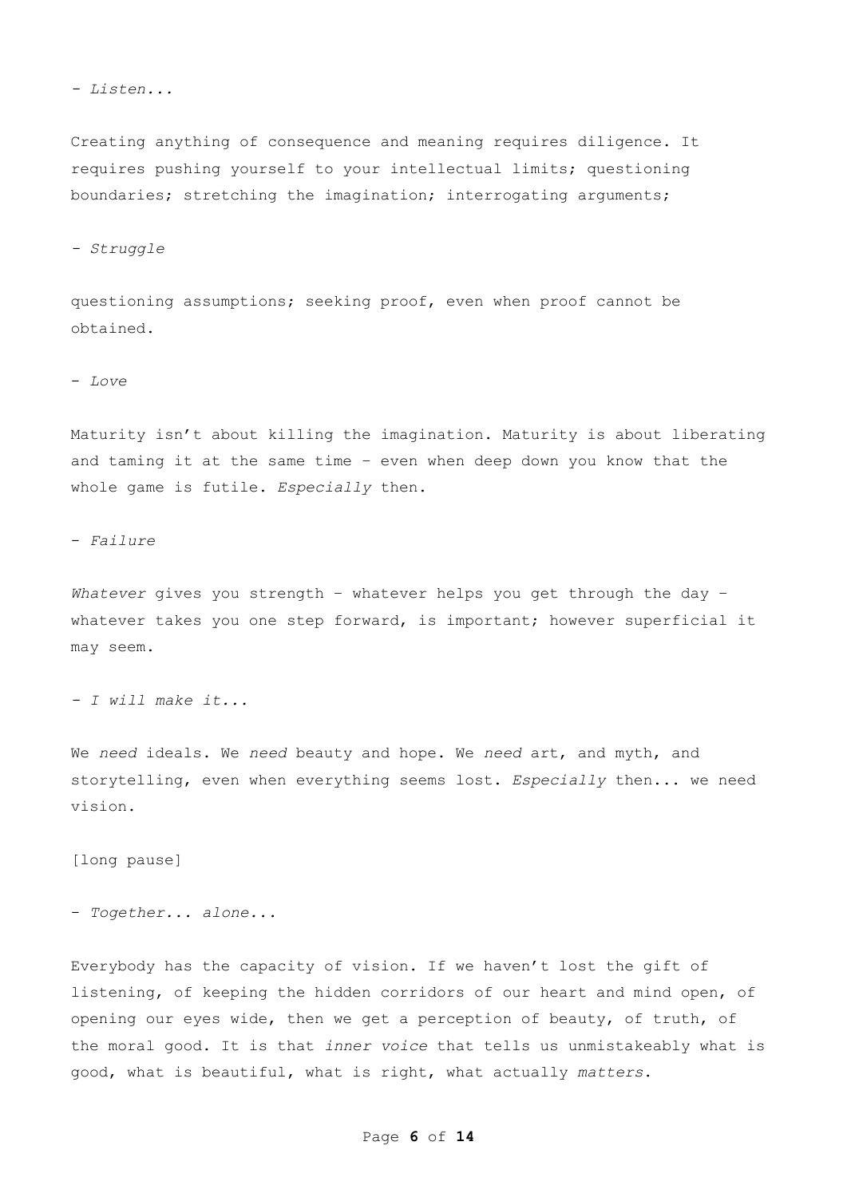- *Listen...*

Creating anything of consequence and meaning requires diligence. It requires pushing yourself to your intellectual limits; questioning boundaries; stretching the imagination; interrogating arguments;

- *Struggle*

questioning assumptions; seeking proof, even when proof cannot be obtained.

- *Love*

Maturity isn't about killing the imagination. Maturity is about liberating and taming it at the same time – even when deep down you know that the whole game is futile. *Especially* then.

- *Failure*

*Whatever* gives you strength – whatever helps you get through the day – whatever takes you one step forward, is important; however superficial it may seem.

- *I will make it...*

We *need* ideals. We *need* beauty and hope. We *need* art, and myth, and storytelling, even when everything seems lost. *Especially* then... we need vision.

[long pause]

- *Together... alone...*

Everybody has the capacity of vision. If we haven't lost the gift of listening, of keeping the hidden corridors of our heart and mind open, of opening our eyes wide, then we get a perception of beauty, of truth, of the moral good. It is that *inner voice* that tells us unmistakeably what is good, what is beautiful, what is right, what actually *matters*.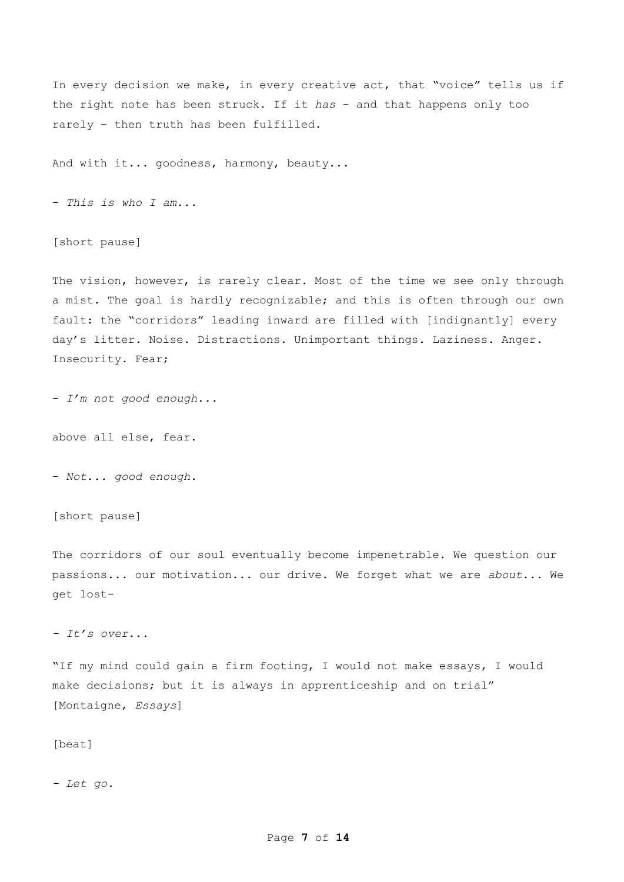In every decision we make, in every creative act, that “voice” tells us if the right note has been struck. If it *has* – and that happens only too rarely – then truth has been fulfilled.

And with it... goodness, harmony, beauty...

- *This is who I am...*

[short pause]

The vision, however, is rarely clear. Most of the time we see only through a mist. The goal is hardly recognizable; and this is often through our own fault: the “corridors” leading inward are filled with [indignantly] every day’s litter. Noise. Distractions. Unimportant things. Laziness. Anger. Insecurity. Fear;

- *I’m not good enough...*

above all else, fear.

- *Not... good enough.*

[short pause]

The corridors of our soul eventually become impenetrable. We question our passions... our motivation... our drive. We forget what we are *about*... We get lost-

- *It’s over...*

“If my mind could gain a firm footing, I would not make essays, I would make decisions; but it is always in apprenticeship and on trial” [Montaigne, *Essays*]

[beat]

- *Let go.*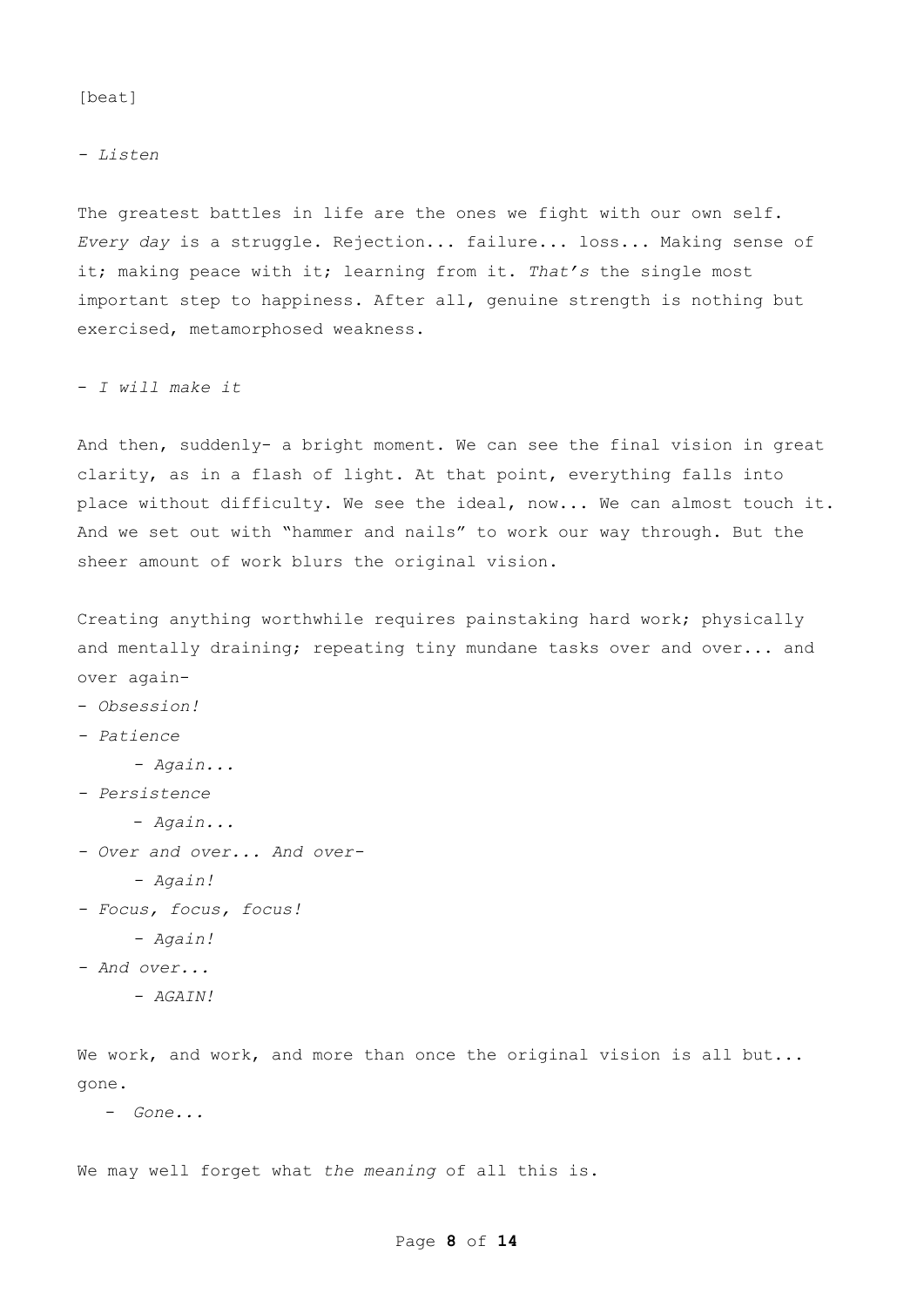[beat]

- *Listen*

The greatest battles in life are the ones we fight with our own self. *Every day* is a struggle. Rejection... failure... loss... Making sense of it; making peace with it; learning from it. *That's* the single most important step to happiness. After all, genuine strength is nothing but exercised, metamorphosed weakness.

- *I will make it*

And then, suddenly- a bright moment. We can see the final vision in great clarity, as in a flash of light. At that point, everything falls into place without difficulty. We see the ideal, now... We can almost touch it. And we set out with "hammer and nails" to work our way through. But the sheer amount of work blurs the original vision.

Creating anything worthwhile requires painstaking hard work; physically and mentally draining; repeating tiny mundane tasks over and over... and over again-

- *Obsession!*
- *Patience*
    - *Again...*
- *Persistence*
    - *Again...*
- *Over and over... And over-*
    - *Again!*
- *Focus, focus, focus!*
    - *Again!*
- *And over...*
    - *AGAIN!*

We work, and work, and more than once the original vision is all but... gone.

- *Gone...*

We may well forget what *the meaning* of all this is.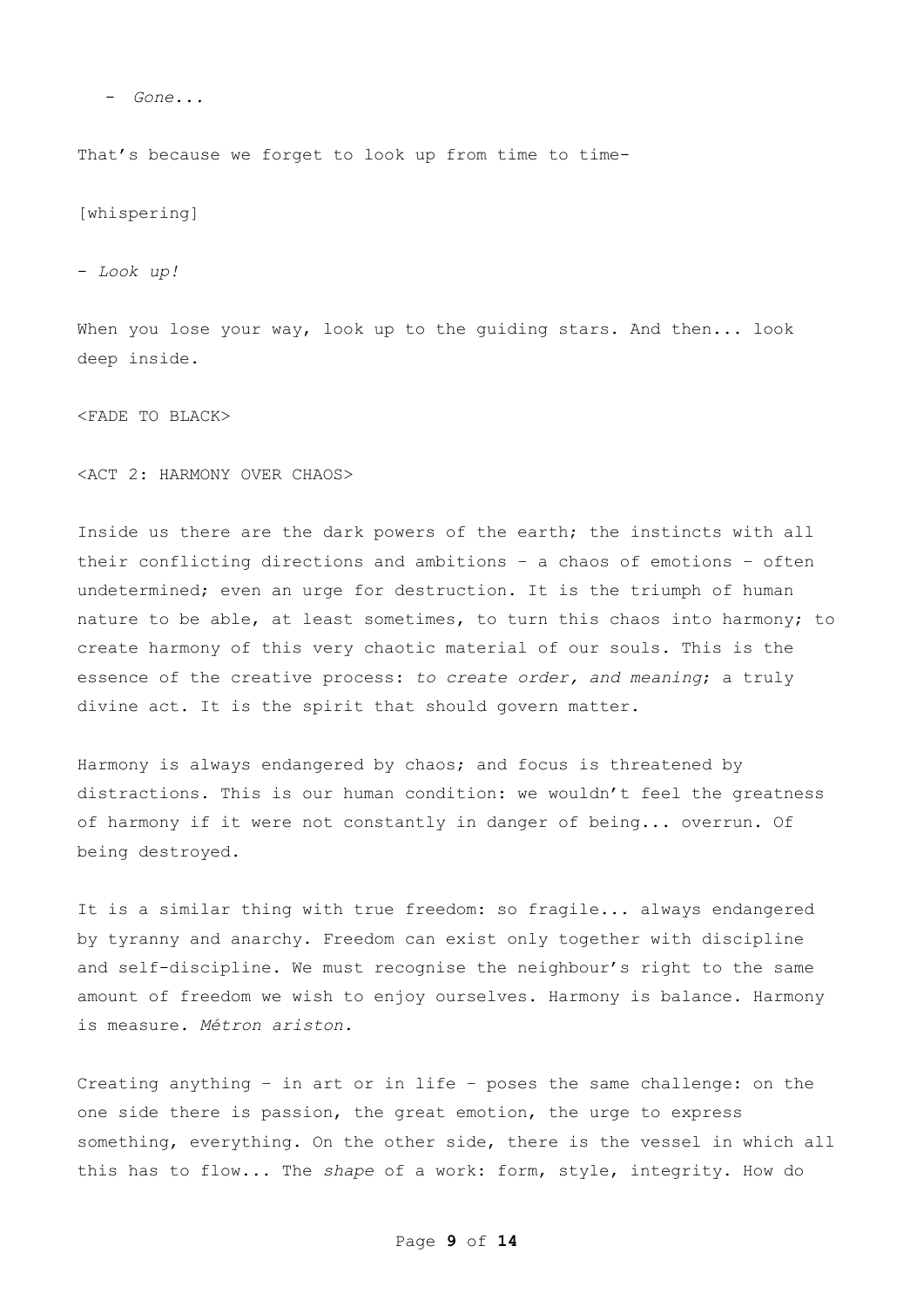- *Gone...*

That's because we forget to look up from time to time-

[whispering]

- *Look up!*

When you lose your way, look up to the guiding stars. And then... look deep inside.

<FADE TO BLACK>

<ACT 2: HARMONY OVER CHAOS>

Inside us there are the dark powers of the earth; the instincts with all their conflicting directions and ambitions – a chaos of emotions – often undetermined; even an urge for destruction. It is the triumph of human nature to be able, at least sometimes, to turn this chaos into harmony; to create harmony of this very chaotic material of our souls. This is the essence of the creative process: *to create order, and meaning*; a truly divine act. It is the spirit that should govern matter.

Harmony is always endangered by chaos; and focus is threatened by distractions. This is our human condition: we wouldn't feel the greatness of harmony if it were not constantly in danger of being... overrun. Of being destroyed.

It is a similar thing with true freedom: so fragile... always endangered by tyranny and anarchy. Freedom can exist only together with discipline and self-discipline. We must recognise the neighbour's right to the same amount of freedom we wish to enjoy ourselves. Harmony is balance. Harmony is measure. *Métron ariston.*

Creating anything – in art or in life – poses the same challenge: on the one side there is passion, the great emotion, the urge to express something, everything. On the other side, there is the vessel in which all this has to flow... The *shape* of a work: form, style, integrity. How do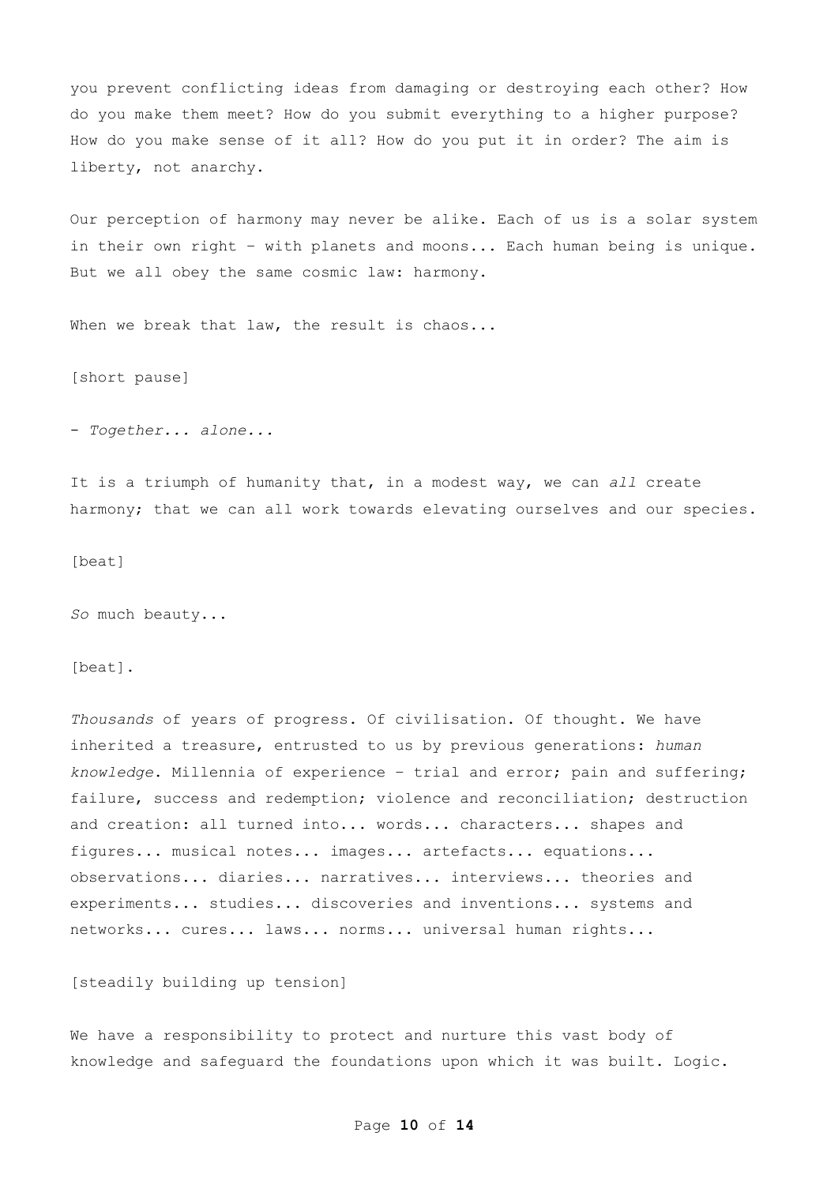you prevent conflicting ideas from damaging or destroying each other? How do you make them meet? How do you submit everything to a higher purpose? How do you make sense of it all? How do you put it in order? The aim is liberty, not anarchy.

Our perception of harmony may never be alike. Each of us is a solar system in their own right – with planets and moons... Each human being is unique. But we all obey the same cosmic law: harmony.

When we break that law, the result is chaos...

[short pause]

- *Together... alone...*

It is a triumph of humanity that, in a modest way, we can *all* create harmony; that we can all work towards elevating ourselves and our species.

[beat]

*So* much beauty...

[beat].

*Thousands* of years of progress. Of civilisation. Of thought. We have inherited a treasure, entrusted to us by previous generations: *human knowledge*. Millennia of experience – trial and error; pain and suffering; failure, success and redemption; violence and reconciliation; destruction and creation: all turned into... words... characters... shapes and figures... musical notes... images... artefacts... equations... observations... diaries... narratives... interviews... theories and experiments... studies... discoveries and inventions... systems and networks... cures... laws... norms... universal human rights...

[steadily building up tension]

We have a responsibility to protect and nurture this vast body of knowledge and safeguard the foundations upon which it was built. Logic.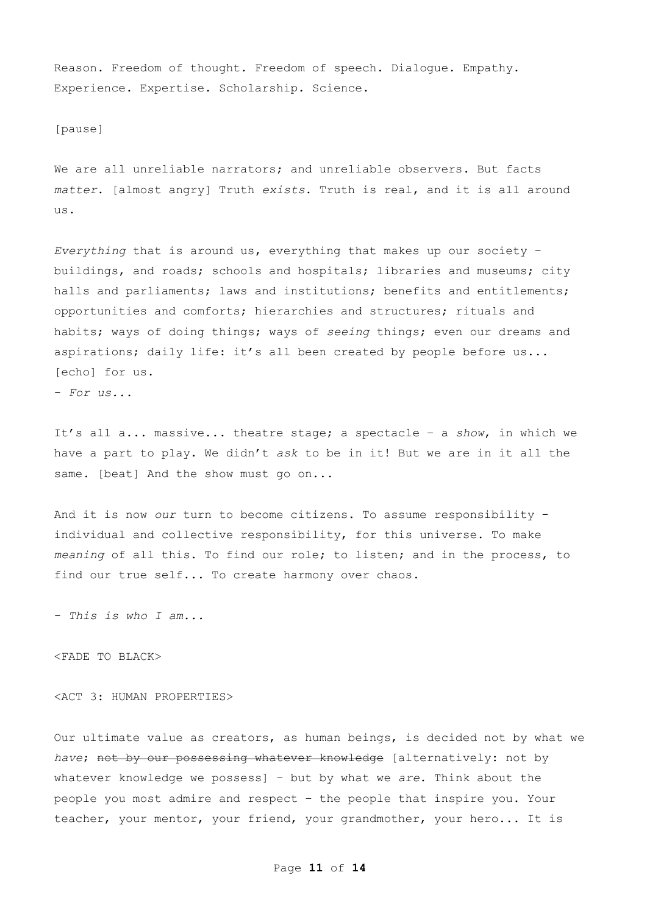Reason. Freedom of thought. Freedom of speech. Dialogue. Empathy. Experience. Expertise. Scholarship. Science.

[pause]

We are all unreliable narrators; and unreliable observers. But facts *matter*. [almost angry] Truth *exists*. Truth is real, and it is all around us.

*Everything* that is around us, everything that makes up our society – buildings, and roads; schools and hospitals; libraries and museums; city halls and parliaments; laws and institutions; benefits and entitlements; opportunities and comforts; hierarchies and structures; rituals and habits; ways of doing things; ways of *seeing* things; even our dreams and aspirations; daily life: it's all been created by people before us... [echo] for us.
- *For us...*

It's all a... massive... theatre stage; a spectacle – a *show*, in which we have a part to play. We didn't *ask* to be in it! But we are in it all the same. [beat] And the show must go on...

And it is now *our* turn to become citizens. To assume responsibility - individual and collective responsibility, for this universe. To make *meaning* of all this. To find our role; to listen; and in the process, to find our true self... To create harmony over chaos.

- *This is who I am...*

<FADE TO BLACK>

<ACT 3: HUMAN PROPERTIES>

Our ultimate value as creators, as human beings, is decided not by what we *have*; ~~not by our possessing whatever knowledge~~ [alternatively: not by whatever knowledge we possess] – but by what we *are*. Think about the people you most admire and respect – the people that inspire you. Your teacher, your mentor, your friend, your grandmother, your hero... It is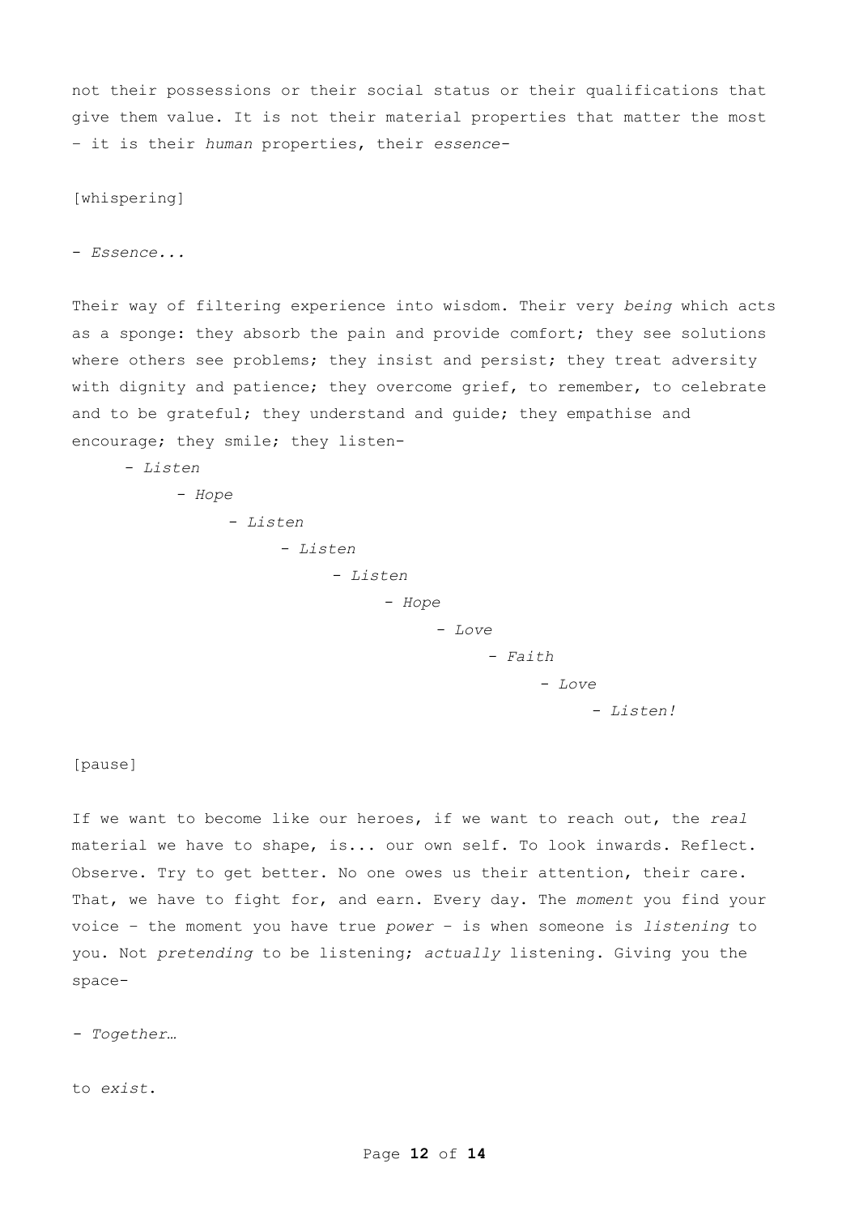not their possessions or their social status or their qualifications that give them value. It is not their material properties that matter the most – it is their *human* properties, their *essence*-

[whispering]

- *Essence...*

Their way of filtering experience into wisdom. Their very *being* which acts as a sponge: they absorb the pain and provide comfort; they see solutions where others see problems; they insist and persist; they treat adversity with dignity and patience; they overcome grief, to remember, to celebrate and to be grateful; they understand and guide; they empathise and encourage; they smile; they listen-

- *Listen*
  - *Hope*
    - *Listen*
      - *Listen*
        - *Listen*
          - *Hope*
            - *Love*
              - *Faith*
                - *Love*
                  - *Listen!*

[pause]

If we want to become like our heroes, if we want to reach out, the *real* material we have to shape, is... our own self. To look inwards. Reflect. Observe. Try to get better. No one owes us their attention, their care. That, we have to fight for, and earn. Every day. The *moment* you find your voice – the moment you have true *power* – is when someone is *listening* to you. Not *pretending* to be listening; *actually* listening. Giving you the space-

- *Together…*

to *exist*.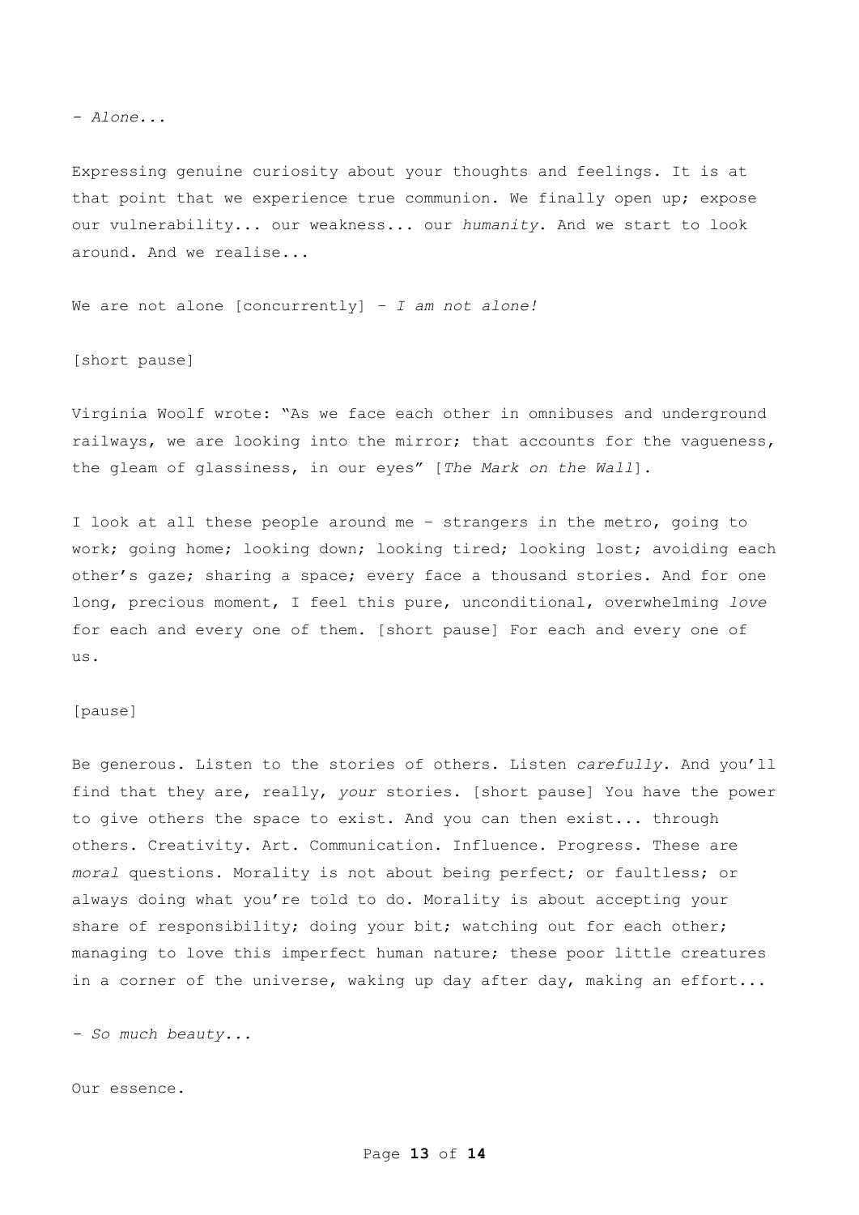- *Alone...*

Expressing genuine curiosity about your thoughts and feelings. It is at that point that we experience true communion. We finally open up; expose our vulnerability... our weakness... our *humanity*. And we start to look around. And we realise...

We are not alone [concurrently] – *I am not alone!*

[short pause]

Virginia Woolf wrote: "As we face each other in omnibuses and underground railways, we are looking into the mirror; that accounts for the vagueness, the gleam of glassiness, in our eyes" [*The Mark on the Wall*].

I look at all these people around me – strangers in the metro, going to work; going home; looking down; looking tired; looking lost; avoiding each other's gaze; sharing a space; every face a thousand stories. And for one long, precious moment, I feel this pure, unconditional, overwhelming *love* for each and every one of them. [short pause] For each and every one of us.

[pause]

Be generous. Listen to the stories of others. Listen *carefully*. And you'll find that they are, really, *your* stories. [short pause] You have the power to give others the space to exist. And you can then exist... through others. Creativity. Art. Communication. Influence. Progress. These are *moral* questions. Morality is not about being perfect; or faultless; or always doing what you're told to do. Morality is about accepting your share of responsibility; doing your bit; watching out for each other; managing to love this imperfect human nature; these poor little creatures in a corner of the universe, waking up day after day, making an effort...

- *So much beauty...*

Our essence.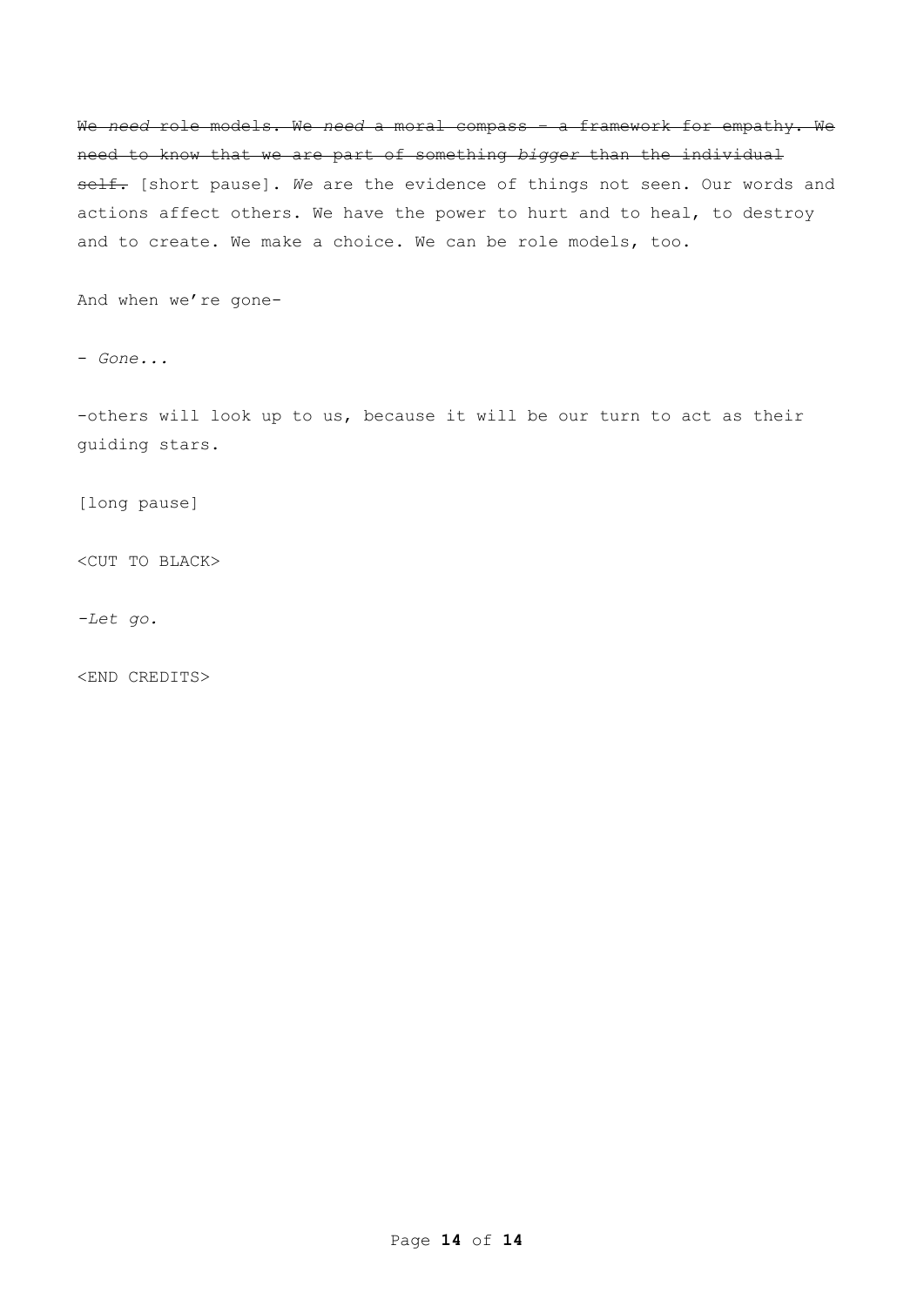~~We *need* role models. We *need* a moral compass – a framework for empathy. We need to know that we are part of something *bigger* than the individual self.~~ [short pause]. *We* are the evidence of things not seen. Our words and actions affect others. We have the power to hurt and to heal, to destroy and to create. We make a choice. We can be role models, too.

And when we're gone-

- *Gone...*

-others will look up to us, because it will be our turn to act as their guiding stars.

[long pause]

<CUT TO BLACK>

-*Let go.*

<END CREDITS>